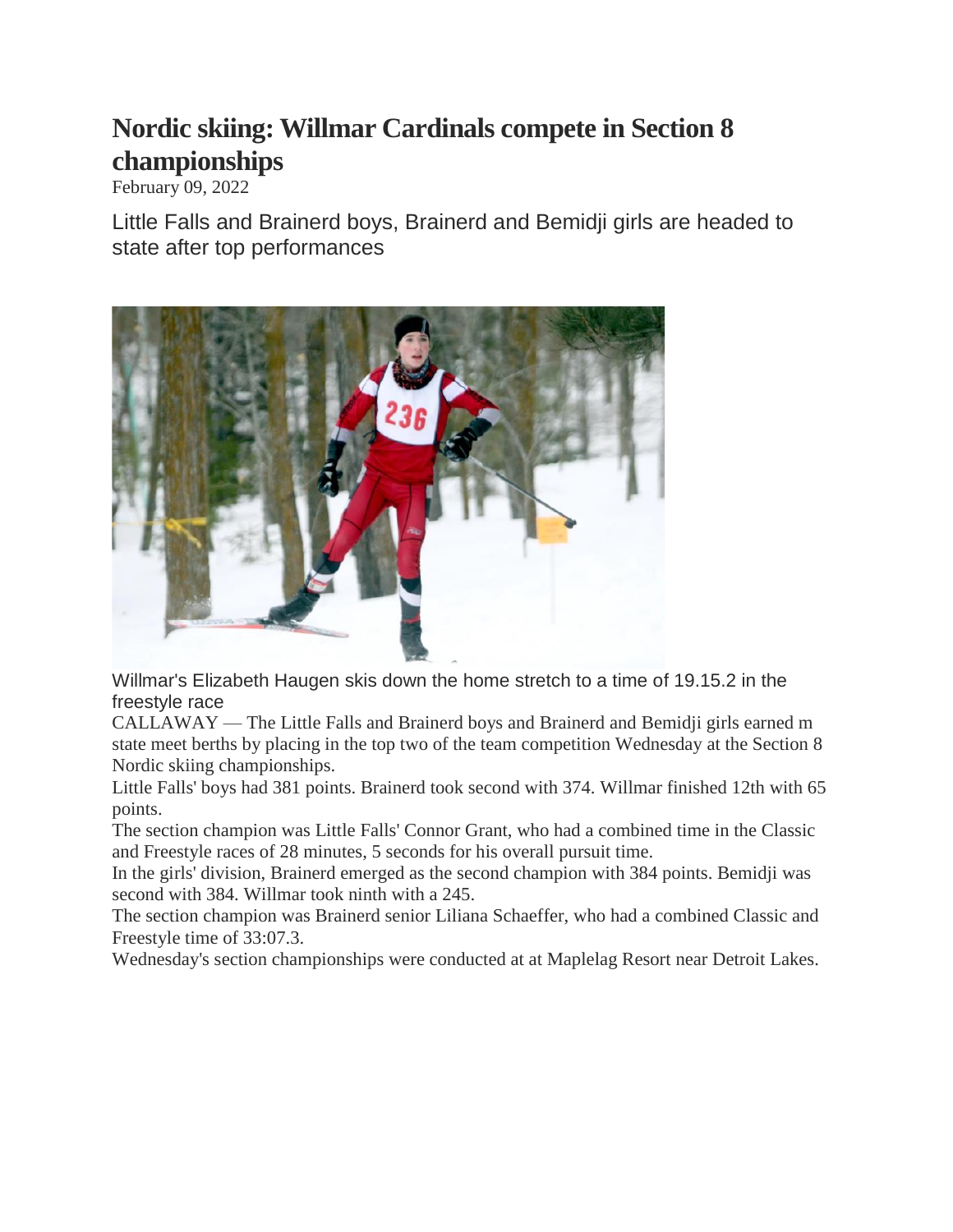# Nordic skiing: Willmar Cardinals compete in Section 8 championships

February 09, 2022

Little Falls and Brainerd boys, Brainerd and Bemidji girls are headed to state after top performances

Willmar's Elizabeth Haugen skis down the home stretch to a time of 19.15.2 in the freestyle race

CALLAWAY — The Little Falls and Brainerd boys and Brainerd and Bemidji girls earned m state meet berths by placing in the top two of the team competition Wednesday at the Section 8 Nordic skiing championships.

Little Falls' boys had 381 points. Brainerd took second with 374. Willmar finished 12th with 65 points.

The section champion was Little Falls' Connor Grant, who had a combined time in the Classic and Freestyle races of 28 minutes, 5 seconds for his overall pursuit time.

In the girls' division, Brainerd emerged as the second champion with 384 points. Bemidji was second with 384. Willmar took ninth with a 245.

The section champion was Brainerd senior Liliana Schaeffer, who had a combined Classic and Freestyle time of 33:07.3.

Wednesday's section championships were conducted at at Maplelag Resort near Detroit Lakes.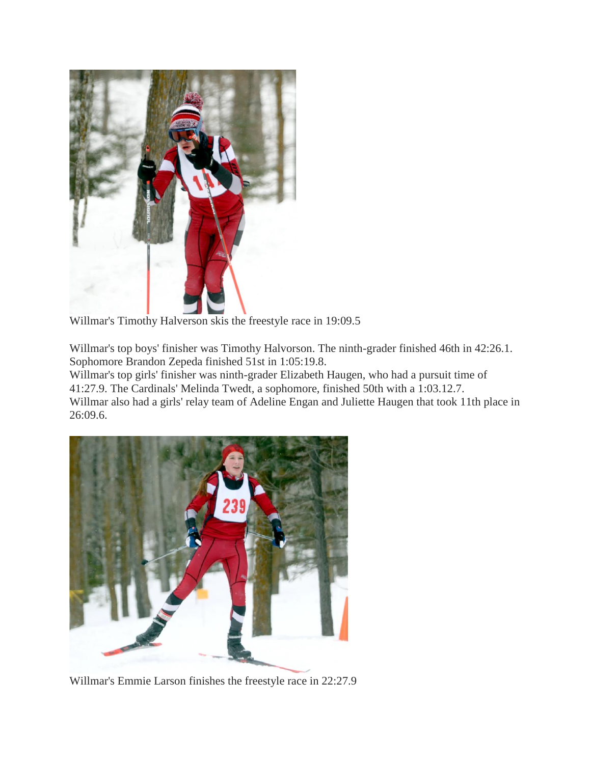Willmar's Timothy Halverson skis the freestyle race in 19:09.5

Willmar's top boys' finisher was Timothy Halvorson. The ninth-grader finished 46th in 42:26.1. Sophomore Brandon Zepeda finished 51st in 1:05:19.8.

Willmar's top girls' finisher was ninth-grader Elizabeth Haugen, who had a pursuit time of 41:27.9. The Cardinals' Melinda Twedt, a sophomore, finished 50th with a 1:03.12.7.

Willmar also had a girls' relay team of Adeline Engan and Juliette Haugen that took 11th place in 26:09.6.

Willmar's Emmie Larson finishes the freestyle race in 22:27.9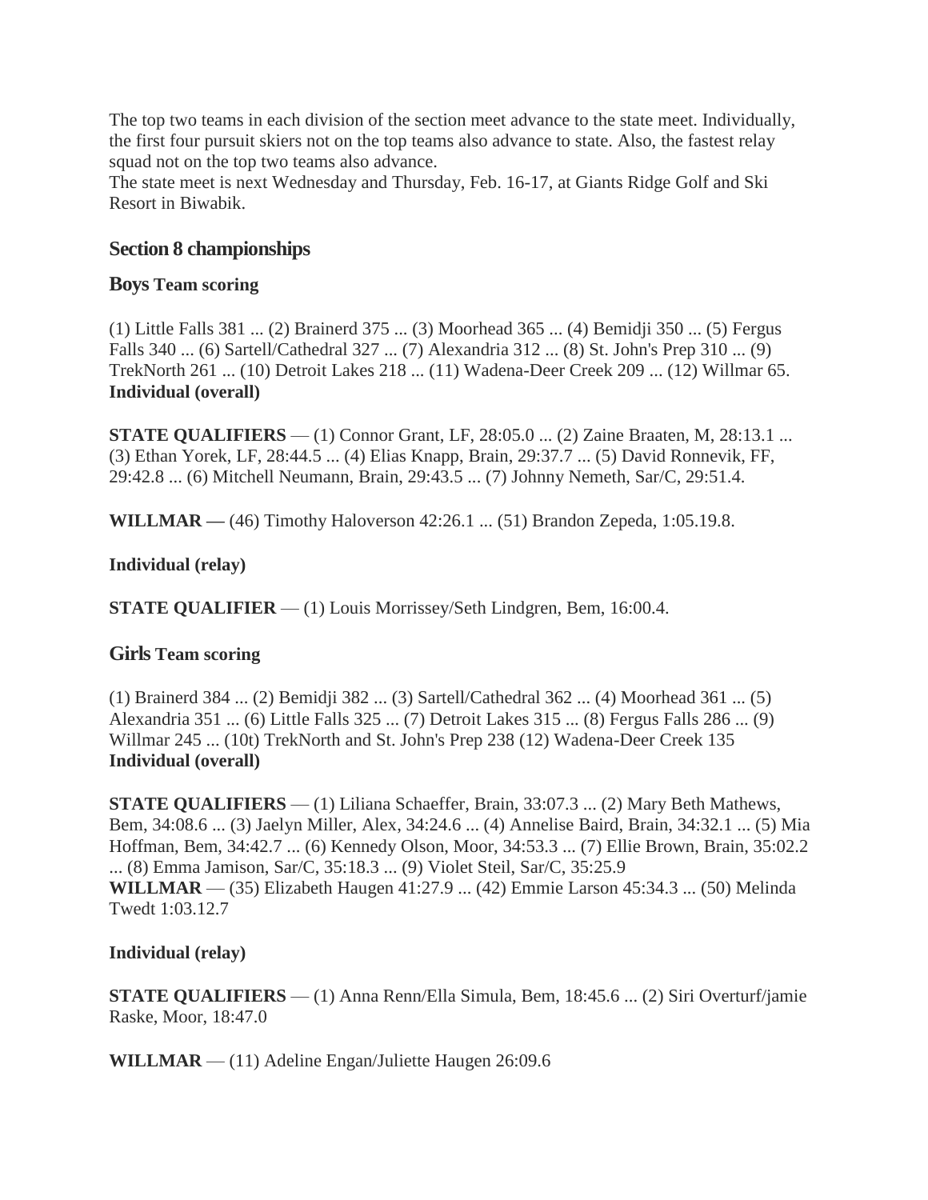The top two teams in each division of the section meet advance to the state meet. Individually, the first four pursuit skiers not on the top teams also advance to state. Also, the fastest relay squad not on the top two teams also advance.
The state meet is next Wednesday and Thursday, Feb. 16-17, at Giants Ridge Golf and Ski Resort in Biwabik.

## Section 8 championships

### Boys Team scoring

(1) Little Falls 381 ... (2) Brainerd 375 ... (3) Moorhead 365 ... (4) Bemidji 350 ... (5) Fergus Falls 340 ... (6) Sartell/Cathedral 327 ... (7) Alexandria 312 ... (8) St. John's Prep 310 ... (9) TrekNorth 261 ... (10) Detroit Lakes 218 ... (11) Wadena-Deer Creek 209 ... (12) Willmar 65.
**Individual (overall)**

**STATE QUALIFIERS** — (1) Connor Grant, LF, 28:05.0 ... (2) Zaine Braaten, M, 28:13.1 ... (3) Ethan Yorek, LF, 28:44.5 ... (4) Elias Knapp, Brain, 29:37.7 ... (5) David Ronnevik, FF, 29:42.8 ... (6) Mitchell Neumann, Brain, 29:43.5 ... (7) Johnny Nemeth, Sar/C, 29:51.4.

**WILLMAR —** (46) Timothy Haloverson 42:26.1 ... (51) Brandon Zepeda, 1:05.19.8.

**Individual (relay)**

**STATE QUALIFIER** — (1) Louis Morrissey/Seth Lindgren, Bem, 16:00.4.

### Girls Team scoring

(1) Brainerd 384 ... (2) Bemidji 382 ... (3) Sartell/Cathedral 362 ... (4) Moorhead 361 ... (5) Alexandria 351 ... (6) Little Falls 325 ... (7) Detroit Lakes 315 ... (8) Fergus Falls 286 ... (9) Willmar 245 ... (10t) TrekNorth and St. John's Prep 238 (12) Wadena-Deer Creek 135
**Individual (overall)**

**STATE QUALIFIERS** — (1) Liliana Schaeffer, Brain, 33:07.3 ... (2) Mary Beth Mathews, Bem, 34:08.6 ... (3) Jaelyn Miller, Alex, 34:24.6 ... (4) Annelise Baird, Brain, 34:32.1 ... (5) Mia Hoffman, Bem, 34:42.7 ... (6) Kennedy Olson, Moor, 34:53.3 ... (7) Ellie Brown, Brain, 35:02.2 ... (8) Emma Jamison, Sar/C, 35:18.3 ... (9) Violet Steil, Sar/C, 35:25.9
**WILLMAR** — (35) Elizabeth Haugen 41:27.9 ... (42) Emmie Larson 45:34.3 ... (50) Melinda Twedt 1:03.12.7

**Individual (relay)**

**STATE QUALIFIERS** — (1) Anna Renn/Ella Simula, Bem, 18:45.6 ... (2) Siri Overturf/jamie Raske, Moor, 18:47.0

**WILLMAR** — (11) Adeline Engan/Juliette Haugen 26:09.6